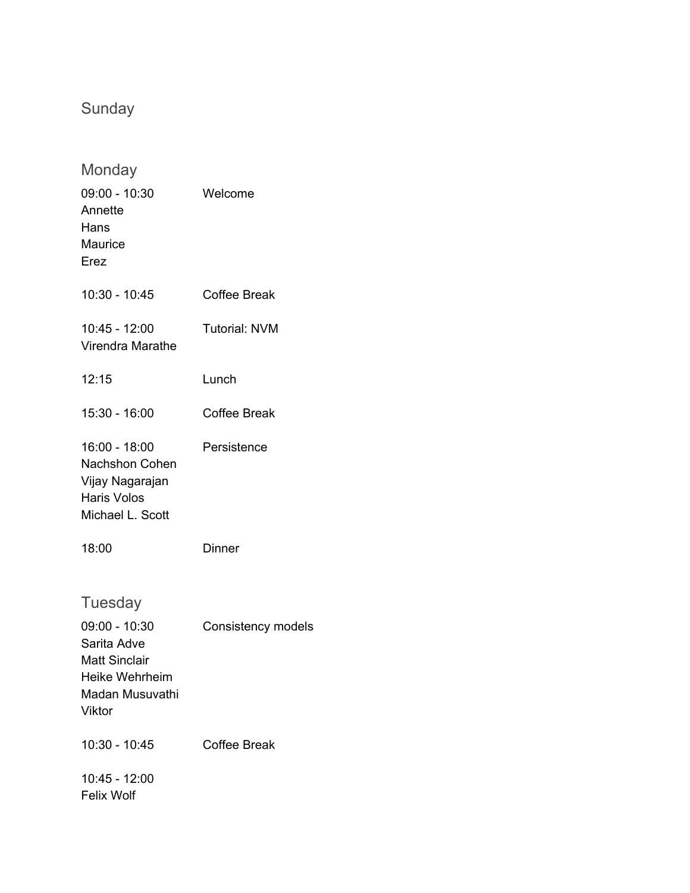## Sunday

## Monday

09:00 - 10:30 Welcome
Annette
Hans
Maurice
Erez

10:30 - 10:45 Coffee Break

10:45 - 12:00 Tutorial: NVM
Virendra Marathe

12:15 Lunch

15:30 - 16:00 Coffee Break

16:00 - 18:00 Persistence
Nachshon Cohen
Vijay Nagarajan
Haris Volos
Michael L. Scott

18:00 Dinner

## Tuesday

09:00 - 10:30 Consistency models
Sarita Adve
Matt Sinclair
Heike Wehrheim
Madan Musuvathi
Viktor

10:30 - 10:45 Coffee Break

10:45 - 12:00
Felix Wolf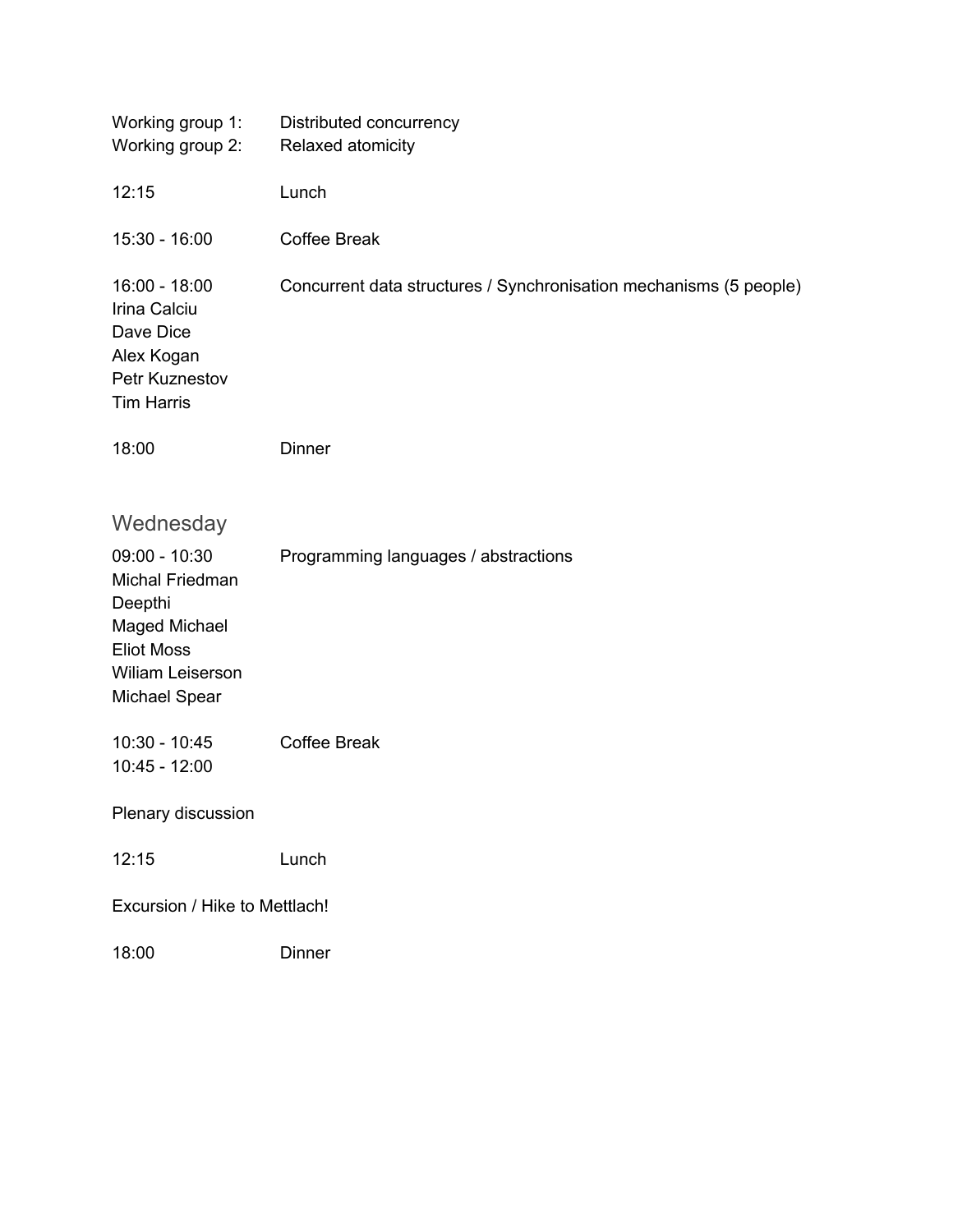Working group 1: Distributed concurrency
Working group 2: Relaxed atomicity

12:15 Lunch

15:30 - 16:00 Coffee Break

16:00 - 18:00 Concurrent data structures / Synchronisation mechanisms (5 people)
Irina Calciu
Dave Dice
Alex Kogan
Petr Kuznestov
Tim Harris

18:00 Dinner

## Wednesday

09:00 - 10:30 Programming languages / abstractions
Michal Friedman
Deepthi
Maged Michael
Eliot Moss
Wiliam Leiserson
Michael Spear

10:30 - 10:45 Coffee Break
10:45 - 12:00

Plenary discussion

12:15 Lunch

Excursion / Hike to Mettlach!

18:00 Dinner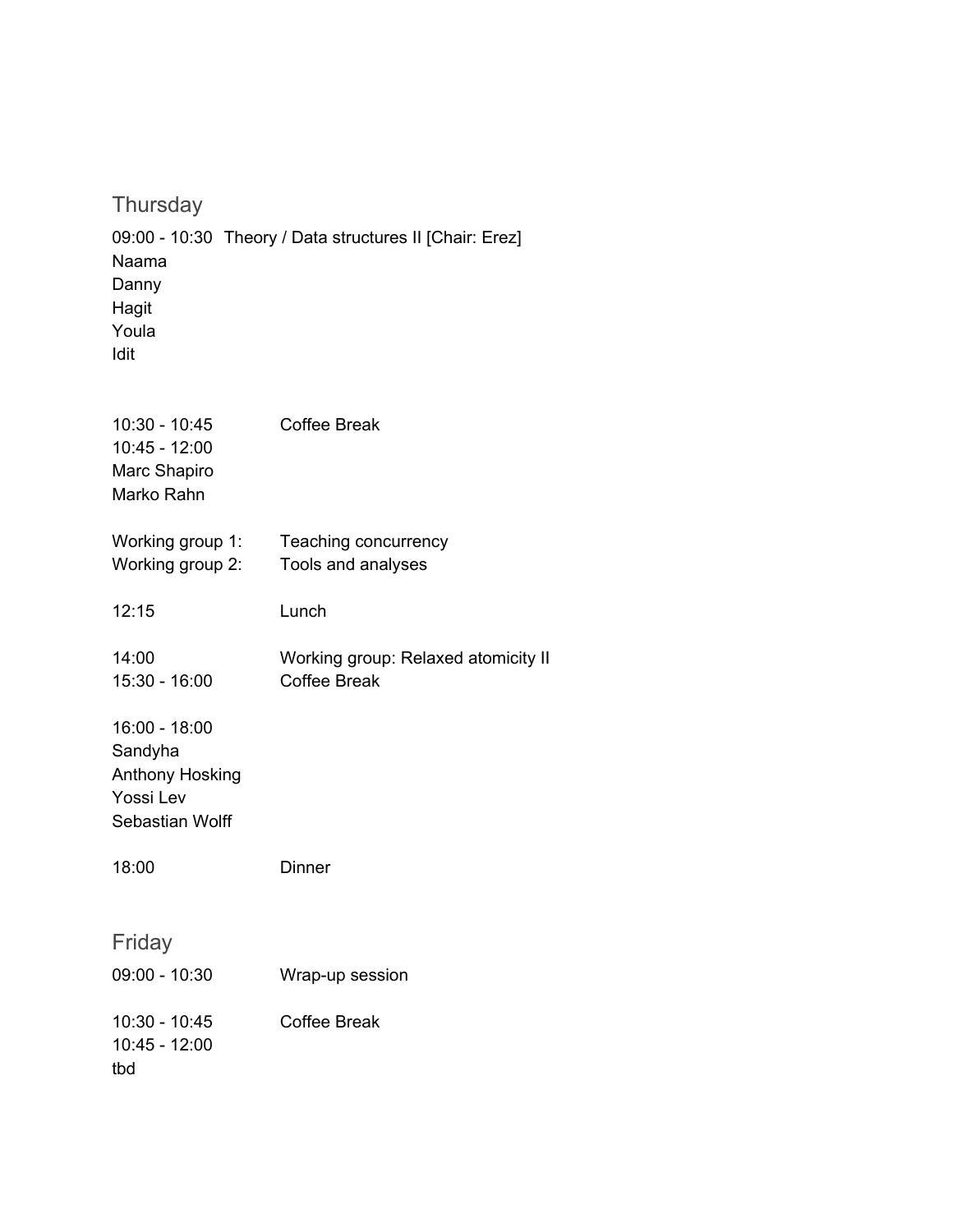## Thursday

09:00 - 10:30 Theory / Data structures II [Chair: Erez]

Naama
Danny
Hagit
Youla
Idit

10:30 - 10:45 Coffee Break
10:45 - 12:00
Marc Shapiro
Marko Rahn

Working group 1: Teaching concurrency
Working group 2: Tools and analyses

12:15 Lunch

14:00 Working group: Relaxed atomicity II
15:30 - 16:00 Coffee Break

16:00 - 18:00
Sandyha
Anthony Hosking
Yossi Lev
Sebastian Wolff

18:00 Dinner

## Friday

09:00 - 10:30 Wrap-up session

10:30 - 10:45 Coffee Break
10:45 - 12:00
tbd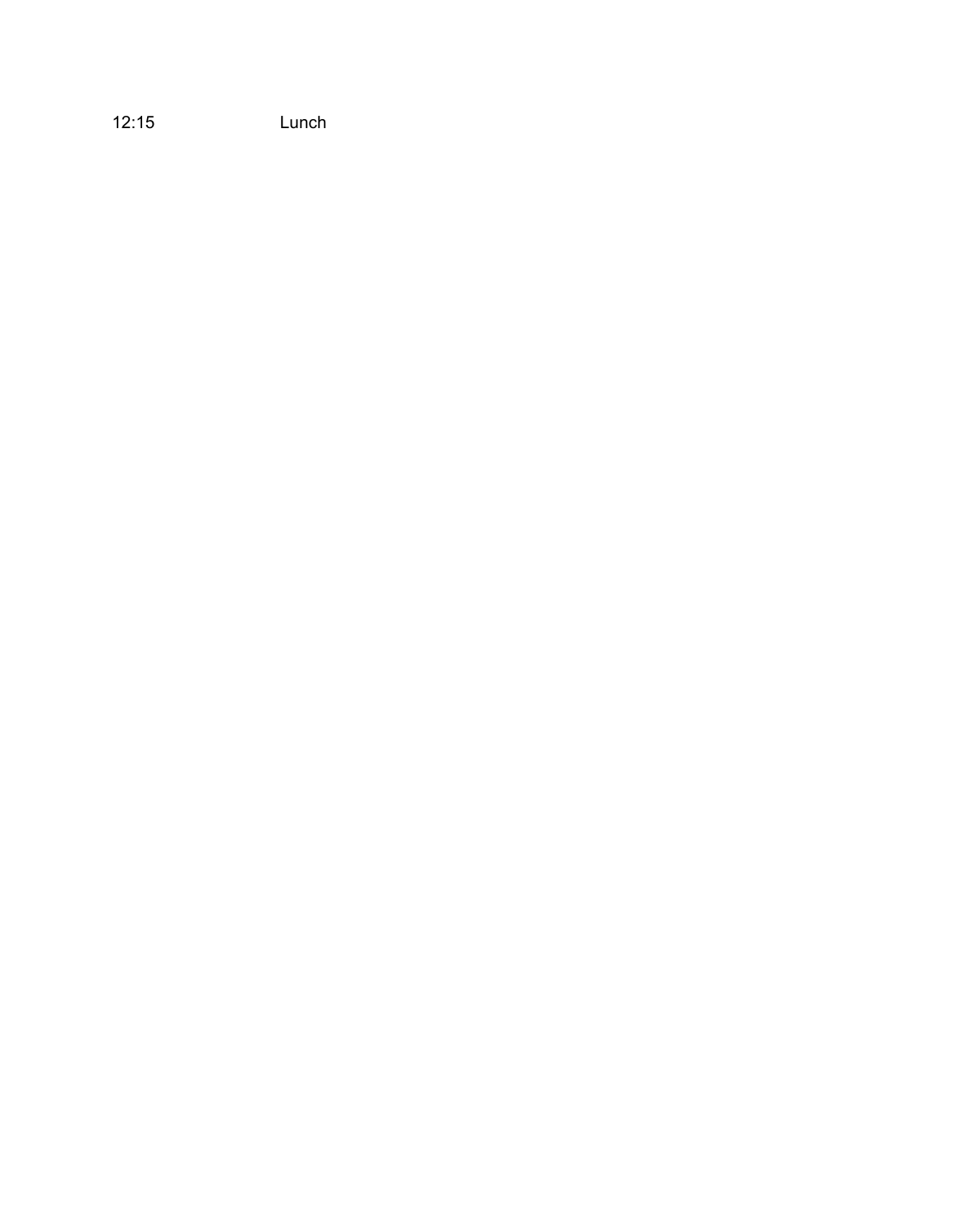| | |
|---|---|
| 12:15 | Lunch |